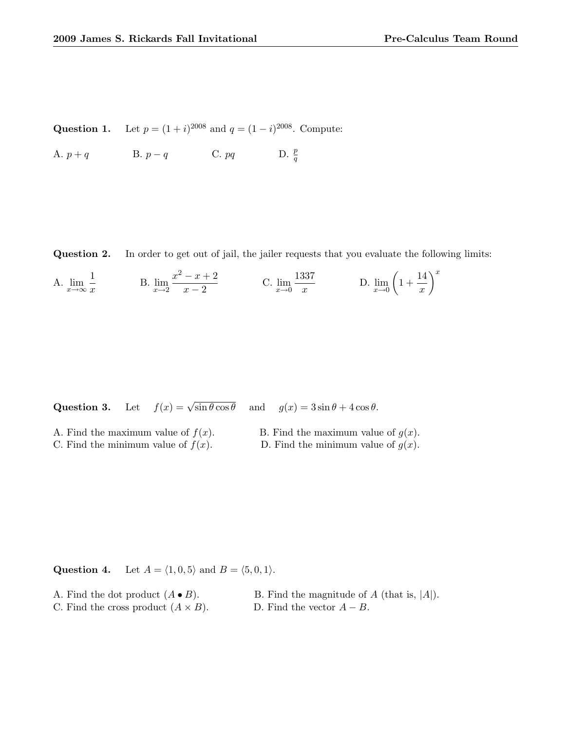**Question 1.** Let $p = (1+i)^{2008}$ and $q = (1-i)^{2008}$. Compute:

A. $p+q$ B. $p-q$ C. $pq$ D. $\frac{p}{q}$

**Question 2.** In order to get out of jail, the jailer requests that you evaluate the following limits:

A. $\lim\limits_{x \to \infty} \dfrac{1}{x}$ B. $\lim\limits_{x \to 2} \dfrac{x^2 - x + 2}{x - 2}$ C. $\lim\limits_{x \to 0} \dfrac{1337}{x}$ D. $\lim\limits_{x \to 0} \left(1 + \dfrac{14}{x}\right)^x$

**Question 3.** Let $f(x) = \sqrt{\sin\theta\cos\theta}$ and $g(x) = 3\sin\theta + 4\cos\theta$.

A. Find the maximum value of $f(x)$.
B. Find the maximum value of $g(x)$.
C. Find the minimum value of $f(x)$.
D. Find the minimum value of $g(x)$.

**Question 4.** Let $A = \langle 1, 0, 5 \rangle$ and $B = \langle 5, 0, 1 \rangle$.

A. Find the dot product ($A \bullet B$).
B. Find the magnitude of $A$ (that is, $|A|$).
C. Find the cross product ($A \times B$).
D. Find the vector $A - B$.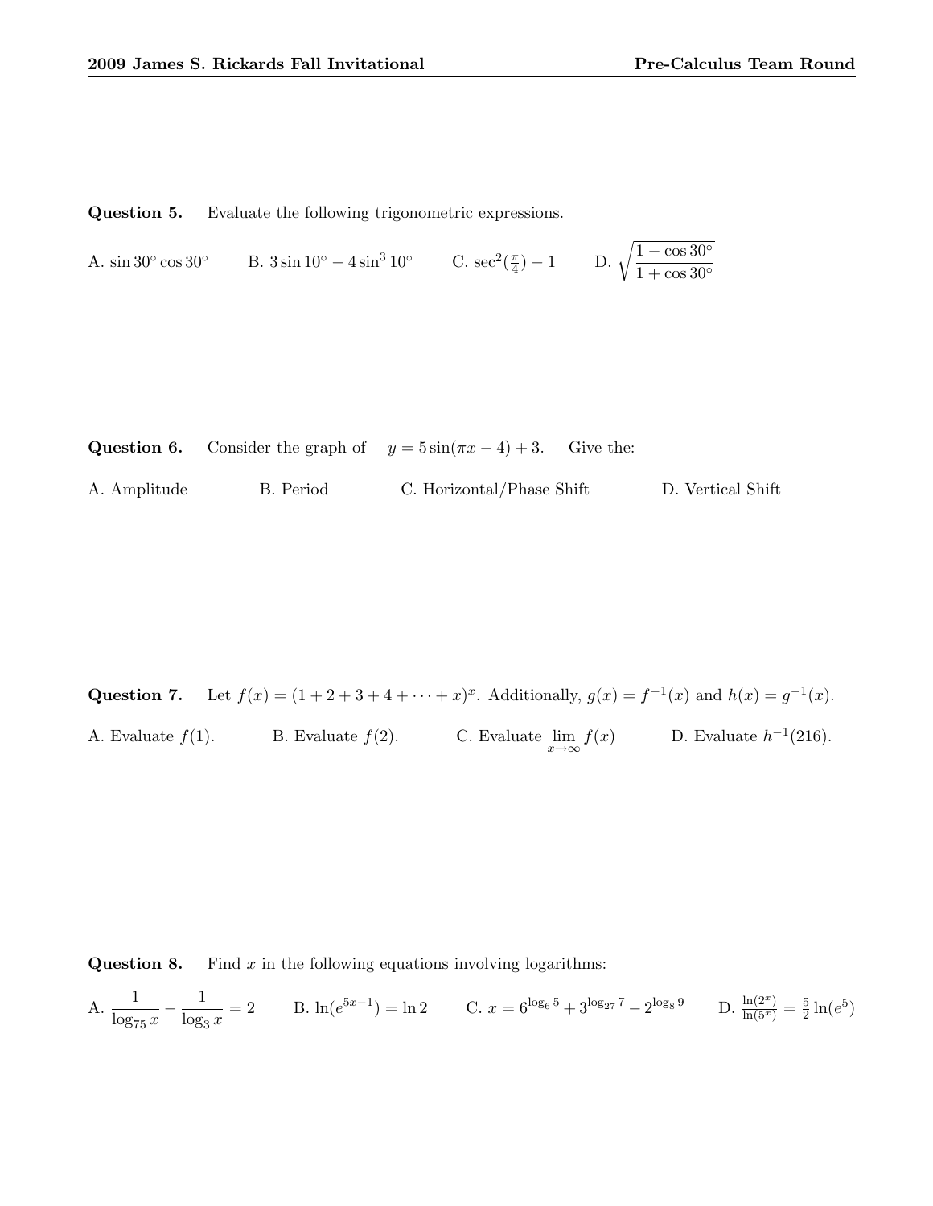**Question 5.** Evaluate the following trigonometric expressions.

A. $\sin 30^\circ \cos 30^\circ$ B. $3\sin 10^\circ - 4\sin^3 10^\circ$ C. $\sec^2(\frac{\pi}{4}) - 1$ D. $\sqrt{\dfrac{1-\cos 30^\circ}{1+\cos 30^\circ}}$

**Question 6.** Consider the graph of $y = 5\sin(\pi x - 4) + 3$. Give the:

A. Amplitude B. Period C. Horizontal/Phase Shift D. Vertical Shift

**Question 7.** Let $f(x) = (1+2+3+4+\cdots+x)^x$. Additionally, $g(x) = f^{-1}(x)$ and $h(x) = g^{-1}(x)$.

A. Evaluate $f(1)$. B. Evaluate $f(2)$. C. Evaluate $\lim\limits_{x\to\infty} f(x)$ D. Evaluate $h^{-1}(216)$.

**Question 8.** Find $x$ in the following equations involving logarithms:

A. $\dfrac{1}{\log_{75} x} - \dfrac{1}{\log_3 x} = 2$ B. $\ln(e^{5x-1}) = \ln 2$ C. $x = 6^{\log_6 5} + 3^{\log_{27} 7} - 2^{\log_8 9}$ D. $\frac{\ln(2^x)}{\ln(5^x)} = \frac{5}{2}\ln(e^5)$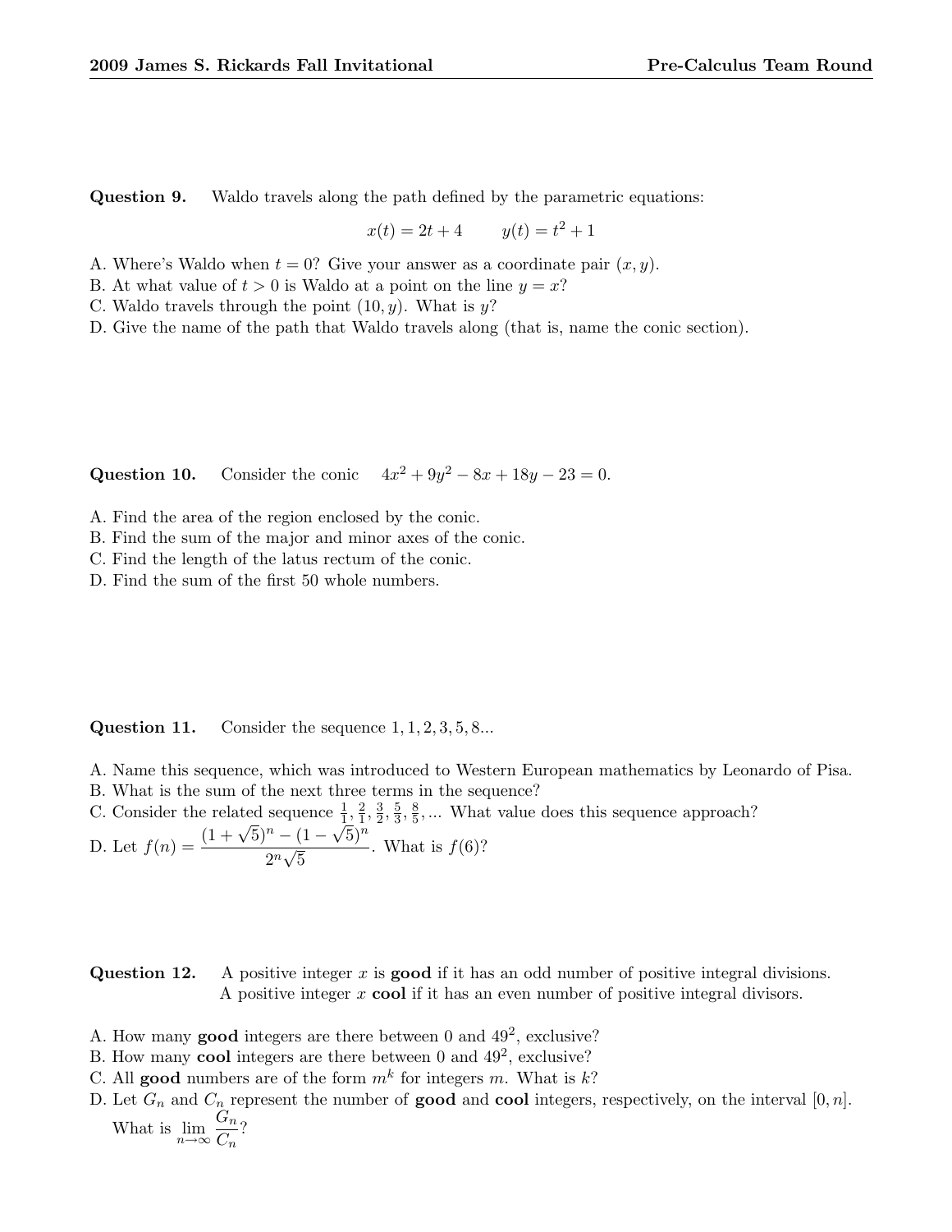**Question 9.** Waldo travels along the path defined by the parametric equations:

$$x(t) = 2t + 4 \qquad y(t) = t^2 + 1$$

A. Where's Waldo when $t = 0$? Give your answer as a coordinate pair $(x, y)$.
B. At what value of $t > 0$ is Waldo at a point on the line $y = x$?
C. Waldo travels through the point $(10, y)$. What is $y$?
D. Give the name of the path that Waldo travels along (that is, name the conic section).

**Question 10.** Consider the conic $4x^2 + 9y^2 - 8x + 18y - 23 = 0$.

A. Find the area of the region enclosed by the conic.
B. Find the sum of the major and minor axes of the conic.
C. Find the length of the latus rectum of the conic.
D. Find the sum of the first 50 whole numbers.

**Question 11.** Consider the sequence 1, 1, 2, 3, 5, 8...

A. Name this sequence, which was introduced to Western European mathematics by Leonardo of Pisa.
B. What is the sum of the next three terms in the sequence?
C. Consider the related sequence $\frac{1}{1}, \frac{2}{1}, \frac{3}{2}, \frac{5}{3}, \frac{8}{5}, \ldots$ What value does this sequence approach?
D. Let $f(n) = \dfrac{(1+\sqrt{5})^n - (1-\sqrt{5})^n}{2^n\sqrt{5}}$. What is $f(6)$?

**Question 12.** A positive integer $x$ is **good** if it has an odd number of positive integral divisions.
A positive integer $x$ **cool** if it has an even number of positive integral divisors.

A. How many **good** integers are there between 0 and $49^2$, exclusive?
B. How many **cool** integers are there between 0 and $49^2$, exclusive?
C. All **good** numbers are of the form $m^k$ for integers $m$. What is $k$?
D. Let $G_n$ and $C_n$ represent the number of **good** and **cool** integers, respectively, on the interval $[0, n]$. What is $\lim_{n\to\infty} \dfrac{G_n}{C_n}$?